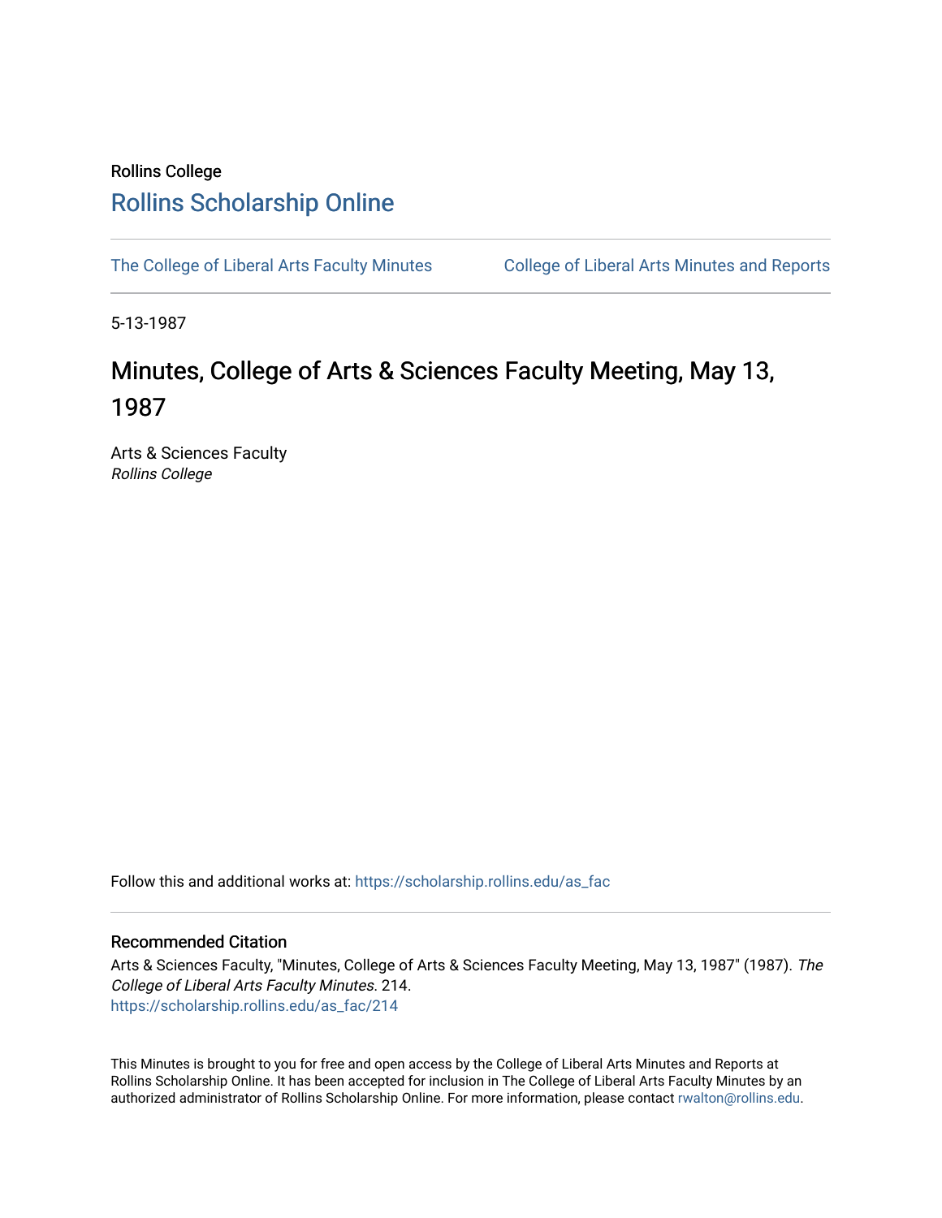Rollins College

# Rollins Scholarship Online

The College of Liberal Arts Faculty Minutes

College of Liberal Arts Minutes and Reports

5-13-1987

# Minutes, College of Arts & Sciences Faculty Meeting, May 13, 1987

Arts & Sciences Faculty

*Rollins College*

Follow this and additional works at: https://scholarship.rollins.edu/as_fac

## Recommended Citation

Arts & Sciences Faculty, "Minutes, College of Arts & Sciences Faculty Meeting, May 13, 1987" (1987). *The College of Liberal Arts Faculty Minutes*. 214.
https://scholarship.rollins.edu/as_fac/214

This Minutes is brought to you for free and open access by the College of Liberal Arts Minutes and Reports at Rollins Scholarship Online. It has been accepted for inclusion in The College of Liberal Arts Faculty Minutes by an authorized administrator of Rollins Scholarship Online. For more information, please contact rwalton@rollins.edu.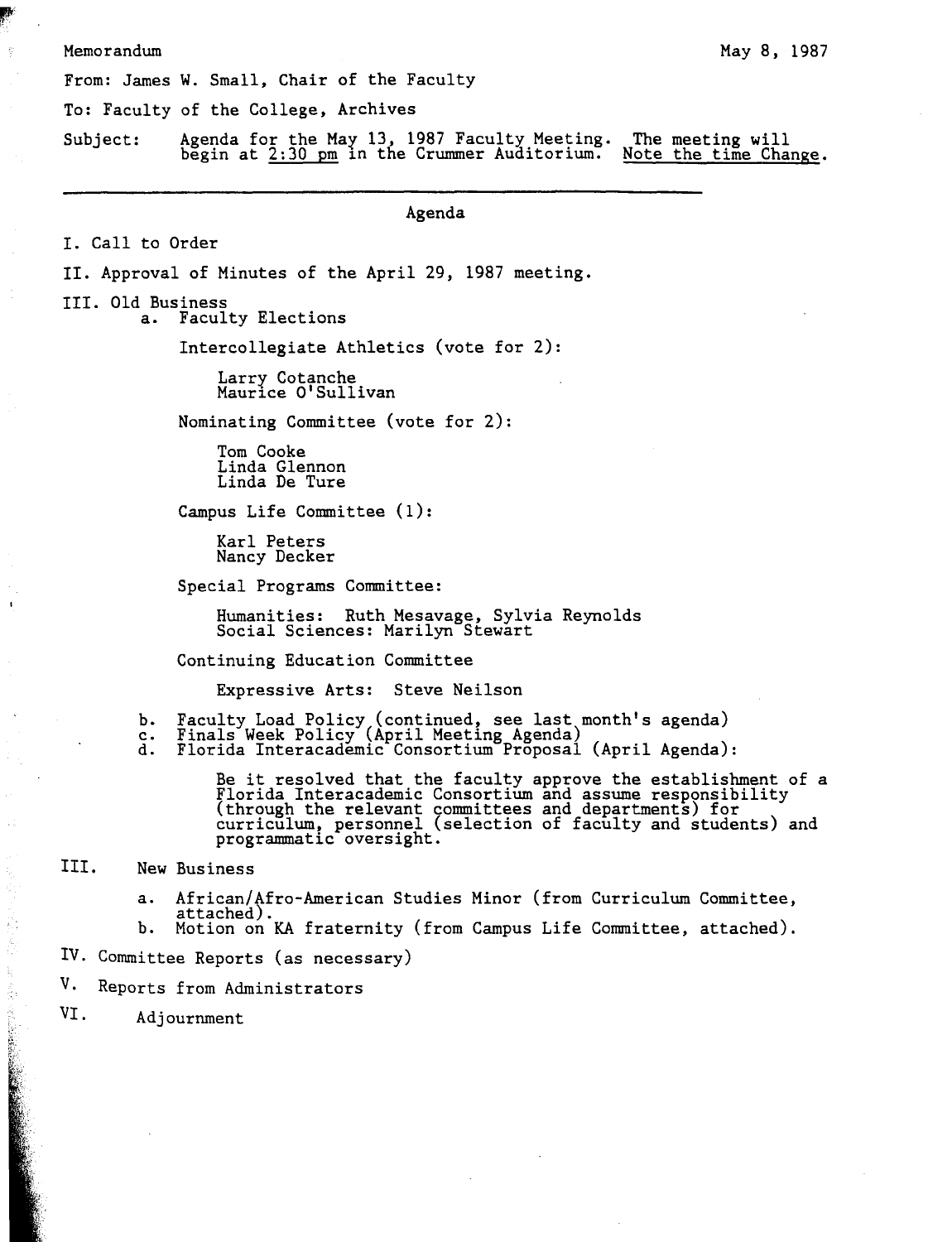Memorandum

May 8, 1987

From: James W. Small, Chair of the Faculty

To: Faculty of the College, Archives

Subject: Agenda for the May 13, 1987 Faculty Meeting. The meeting will begin at 2:30 pm in the Crummer Auditorium. Note the time Change.

---

## Agenda

I. Call to Order

II. Approval of Minutes of the April 29, 1987 meeting.

III. Old Business

a. Faculty Elections

Intercollegiate Athletics (vote for 2):

Larry Cotanche
Maurice O'Sullivan

Nominating Committee (vote for 2):

Tom Cooke
Linda Glennon
Linda De Ture

Campus Life Committee (1):

Karl Peters
Nancy Decker

Special Programs Committee:

Humanities: Ruth Mesavage, Sylvia Reynolds
Social Sciences: Marilyn Stewart

Continuing Education Committee

Expressive Arts: Steve Neilson

b. Faculty Load Policy (continued, see last month's agenda)
c. Finals Week Policy (April Meeting Agenda)
d. Florida Interacademic Consortium Proposal (April Agenda):

Be it resolved that the faculty approve the establishment of a Florida Interacademic Consortium and assume responsibility (through the relevant committees and departments) for curriculum, personnel (selection of faculty and students) and programmatic oversight.

III. New Business

a. African/Afro-American Studies Minor (from Curriculum Committee, attached).
b. Motion on KA fraternity (from Campus Life Committee, attached).

IV. Committee Reports (as necessary)

V. Reports from Administrators

VI. Adjournment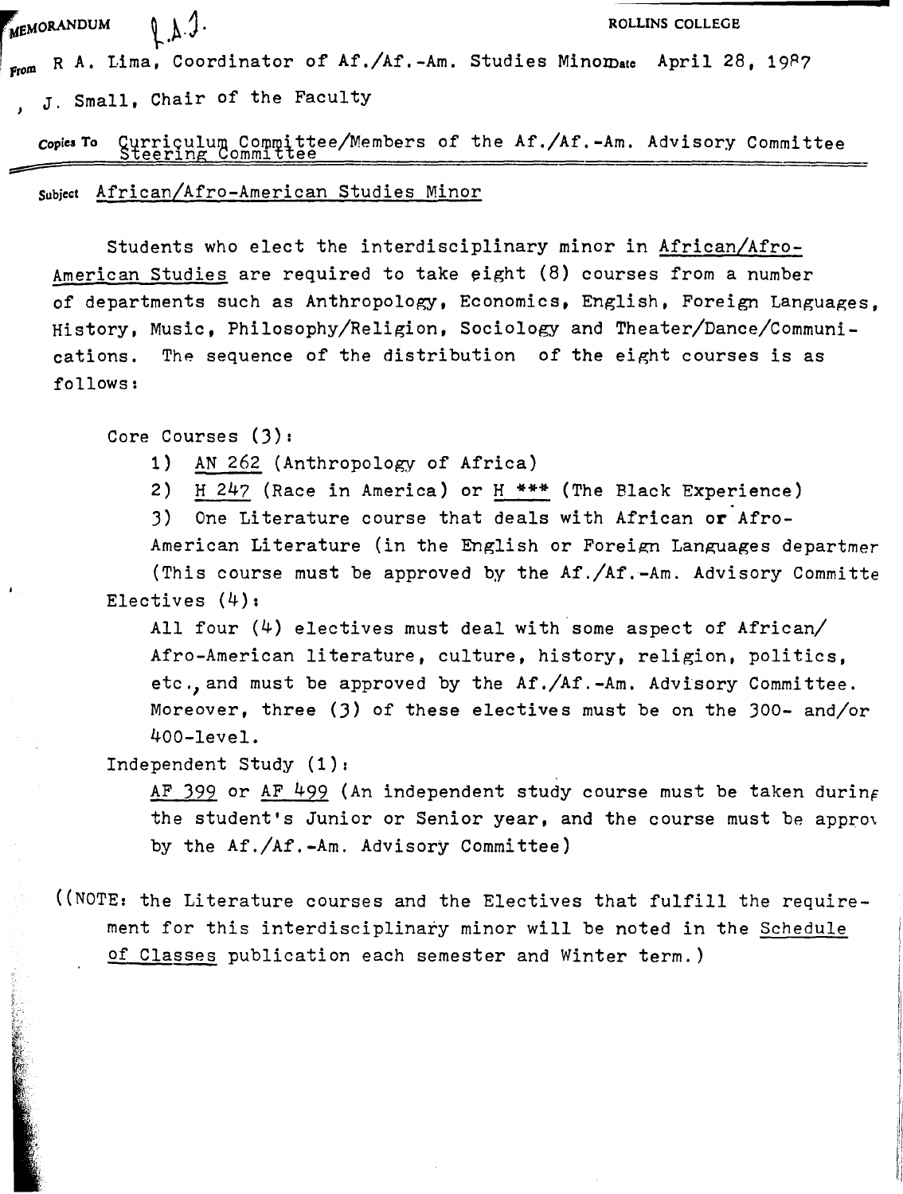MEMORANDUM &nbsp;&nbsp;&nbsp; I.A.J. &nbsp;&nbsp;&nbsp; ROLLINS COLLEGE

From R A. Lima, Coordinator of Af./Af.-Am. Studies Minor &nbsp;&nbsp; Date April 28, 1987

, J. Small, Chair of the Faculty

Copies To Curriculum Committee/Members of the Af./Af.-Am. Advisory Committee
Steering Committee

Subject African/Afro-American Studies Minor

Students who elect the interdisciplinary minor in African/Afro-American Studies are required to take eight (8) courses from a number of departments such as Anthropology, Economics, English, Foreign Languages, History, Music, Philosophy/Religion, Sociology and Theater/Dance/Communications. The sequence of the distribution of the eight courses is as follows:

Core Courses (3):

1) AN 262 (Anthropology of Africa)
2) H 247 (Race in America) or H *** (The Black Experience)
3) One Literature course that deals with African or Afro-American Literature (in the English or Foreign Languages departmer (This course must be approved by the Af./Af.-Am. Advisory Committe

Electives (4):

All four (4) electives must deal with some aspect of African/ Afro-American literature, culture, history, religion, politics, etc., and must be approved by the Af./Af.-Am. Advisory Committee. Moreover, three (3) of these electives must be on the 300- and/or 400-level.

Independent Study (1):

AF 399 or AF 499 (An independent study course must be taken during the student's Junior or Senior year, and the course must be approv by the Af./Af.-Am. Advisory Committee)

((NOTE: the Literature courses and the Electives that fulfill the requirement for this interdisciplinary minor will be noted in the Schedule of Classes publication each semester and Winter term.)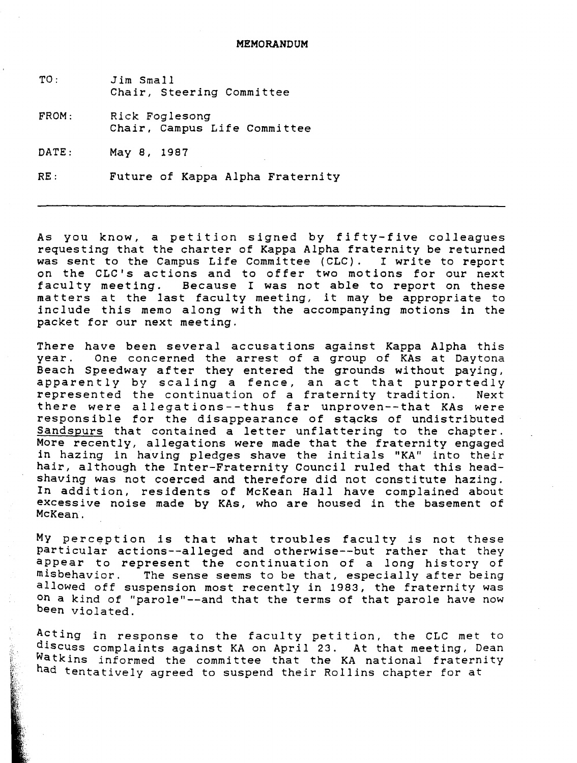**MEMORANDUM**

TO: Jim Small
Chair, Steering Committee

FROM: Rick Foglesong
Chair, Campus Life Committee

DATE: May 8, 1987

RE: Future of Kappa Alpha Fraternity

---

As you know, a petition signed by fifty-five colleagues requesting that the charter of Kappa Alpha fraternity be returned was sent to the Campus Life Committee (CLC). I write to report on the CLC's actions and to offer two motions for our next faculty meeting. Because I was not able to report on these matters at the last faculty meeting, it may be appropriate to include this memo along with the accompanying motions in the packet for our next meeting.

There have been several accusations against Kappa Alpha this year. One concerned the arrest of a group of KAs at Daytona Beach Speedway after they entered the grounds without paying, apparently by scaling a fence, an act that purportedly represented the continuation of a fraternity tradition. Next there were allegations--thus far unproven--that KAs were responsible for the disappearance of stacks of undistributed Sandspurs that contained a letter unflattering to the chapter. More recently, allegations were made that the fraternity engaged in hazing in having pledges shave the initials "KA" into their hair, although the Inter-Fraternity Council ruled that this head-shaving was not coerced and therefore did not constitute hazing. In addition, residents of McKean Hall have complained about excessive noise made by KAs, who are housed in the basement of McKean.

My perception is that what troubles faculty is not these particular actions--alleged and otherwise--but rather that they appear to represent the continuation of a long history of misbehavior. The sense seems to be that, especially after being allowed off suspension most recently in 1983, the fraternity was on a kind of "parole"--and that the terms of that parole have now been violated.

Acting in response to the faculty petition, the CLC met to discuss complaints against KA on April 23. At that meeting, Dean Watkins informed the committee that the KA national fraternity had tentatively agreed to suspend their Rollins chapter for at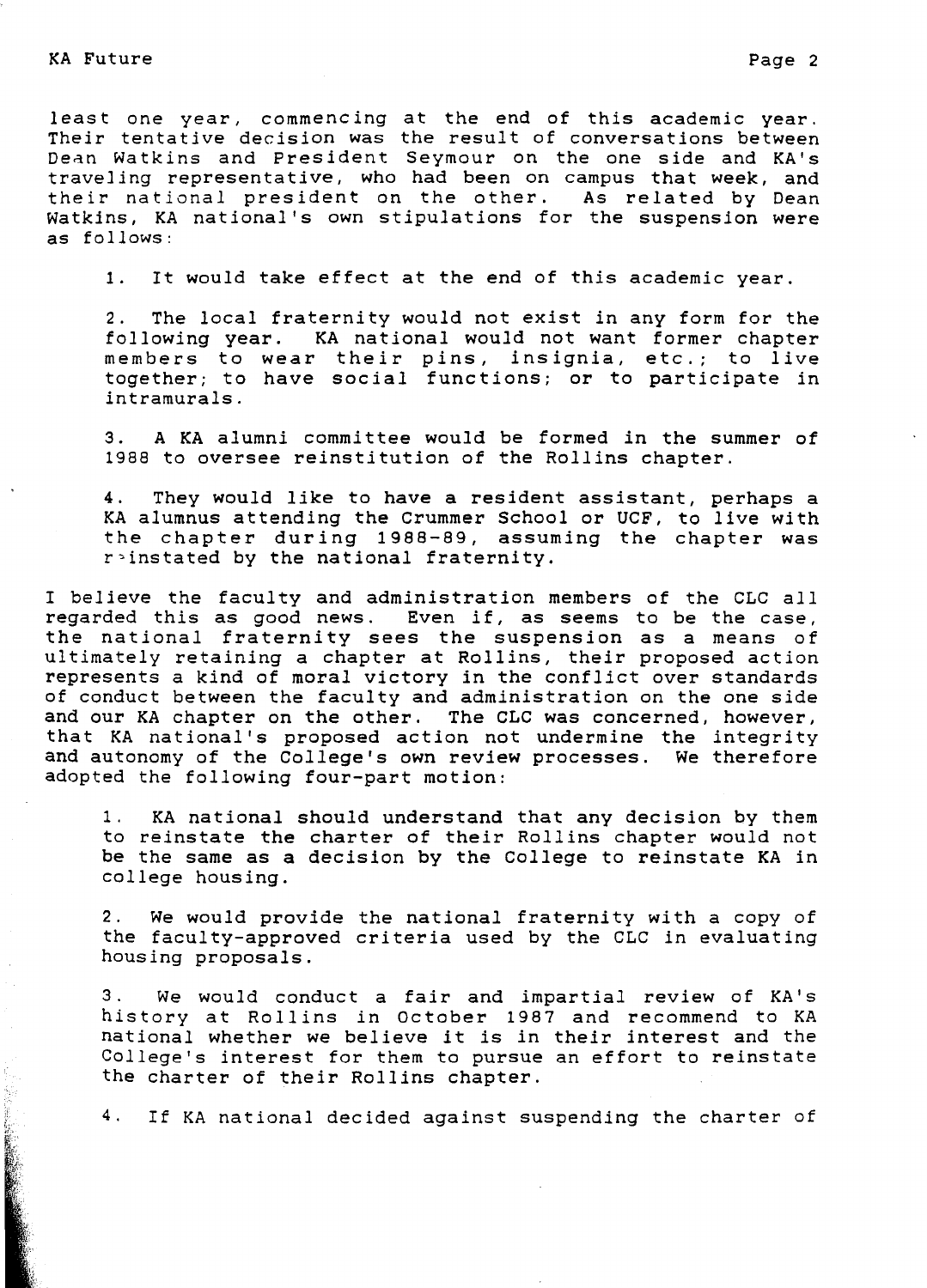least one year, commencing at the end of this academic year. Their tentative decision was the result of conversations between Dean Watkins and President Seymour on the one side and KA's traveling representative, who had been on campus that week, and their national president on the other. As related by Dean Watkins, KA national's own stipulations for the suspension were as follows:

1. It would take effect at the end of this academic year.

2. The local fraternity would not exist in any form for the following year. KA national would not want former chapter members to wear their pins, insignia, etc.; to live together; to have social functions; or to participate in intramurals.

3. A KA alumni committee would be formed in the summer of 1988 to oversee reinstitution of the Rollins chapter.

4. They would like to have a resident assistant, perhaps a KA alumnus attending the Crummer School or UCF, to live with the chapter during 1988-89, assuming the chapter was reinstated by the national fraternity.

I believe the faculty and administration members of the CLC all regarded this as good news. Even if, as seems to be the case, the national fraternity sees the suspension as a means of ultimately retaining a chapter at Rollins, their proposed action represents a kind of moral victory in the conflict over standards of conduct between the faculty and administration on the one side and our KA chapter on the other. The CLC was concerned, however, that KA national's proposed action not undermine the integrity and autonomy of the College's own review processes. We therefore adopted the following four-part motion:

1. KA national should understand that any decision by them to reinstate the charter of their Rollins chapter would not be the same as a decision by the College to reinstate KA in college housing.

2. We would provide the national fraternity with a copy of the faculty-approved criteria used by the CLC in evaluating housing proposals.

3. We would conduct a fair and impartial review of KA's history at Rollins in October 1987 and recommend to KA national whether we believe it is in their interest and the College's interest for them to pursue an effort to reinstate the charter of their Rollins chapter.

4. If KA national decided against suspending the charter of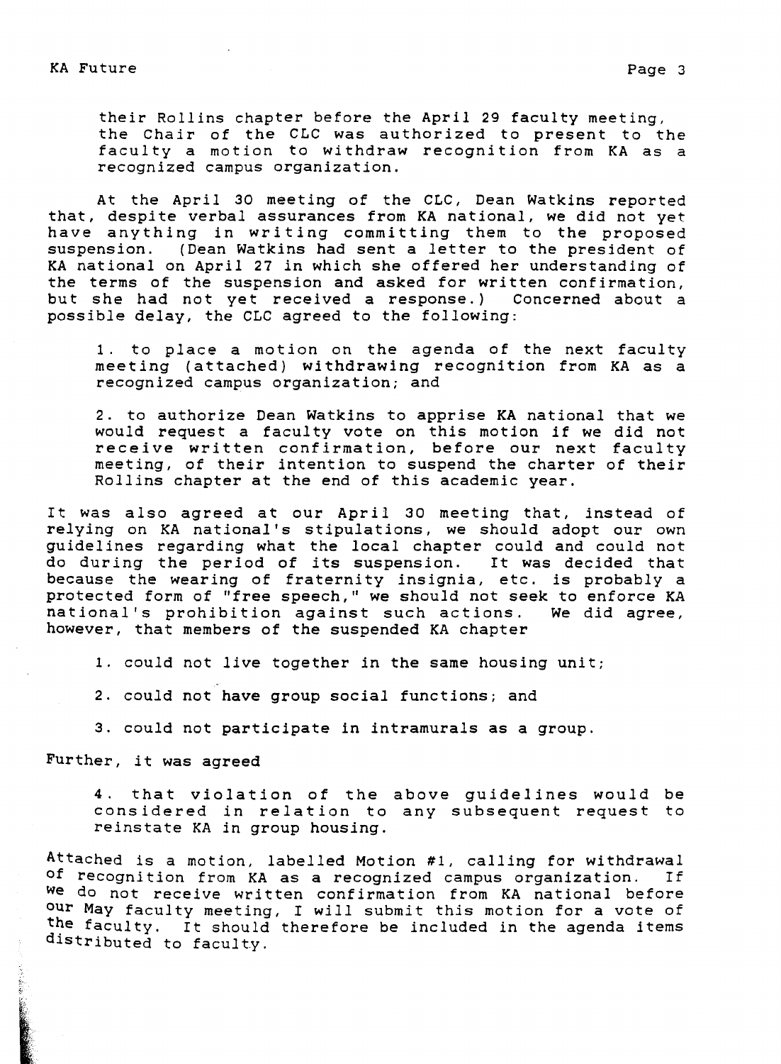their Rollins chapter before the April 29 faculty meeting, the Chair of the CLC was authorized to present to the faculty a motion to withdraw recognition from KA as a recognized campus organization.

At the April 30 meeting of the CLC, Dean Watkins reported that, despite verbal assurances from KA national, we did not yet have anything in writing committing them to the proposed suspension. (Dean Watkins had sent a letter to the president of KA national on April 27 in which she offered her understanding of the terms of the suspension and asked for written confirmation, but she had not yet received a response.) Concerned about a possible delay, the CLC agreed to the following:

1. to place a motion on the agenda of the next faculty meeting (attached) withdrawing recognition from KA as a recognized campus organization; and

2. to authorize Dean Watkins to apprise KA national that we would request a faculty vote on this motion if we did not receive written confirmation, before our next faculty meeting, of their intention to suspend the charter of their Rollins chapter at the end of this academic year.

It was also agreed at our April 30 meeting that, instead of relying on KA national's stipulations, we should adopt our own guidelines regarding what the local chapter could and could not do during the period of its suspension. It was decided that because the wearing of fraternity insignia, etc. is probably a protected form of "free speech," we should not seek to enforce KA national's prohibition against such actions. We did agree, however, that members of the suspended KA chapter

1. could not live together in the same housing unit;

2. could not have group social functions; and

3. could not participate in intramurals as a group.

Further, it was agreed

4. that violation of the above guidelines would be considered in relation to any subsequent request to reinstate KA in group housing.

Attached is a motion, labelled Motion #1, calling for withdrawal of recognition from KA as a recognized campus organization. If we do not receive written confirmation from KA national before our May faculty meeting, I will submit this motion for a vote of the faculty. It should therefore be included in the agenda items distributed to faculty.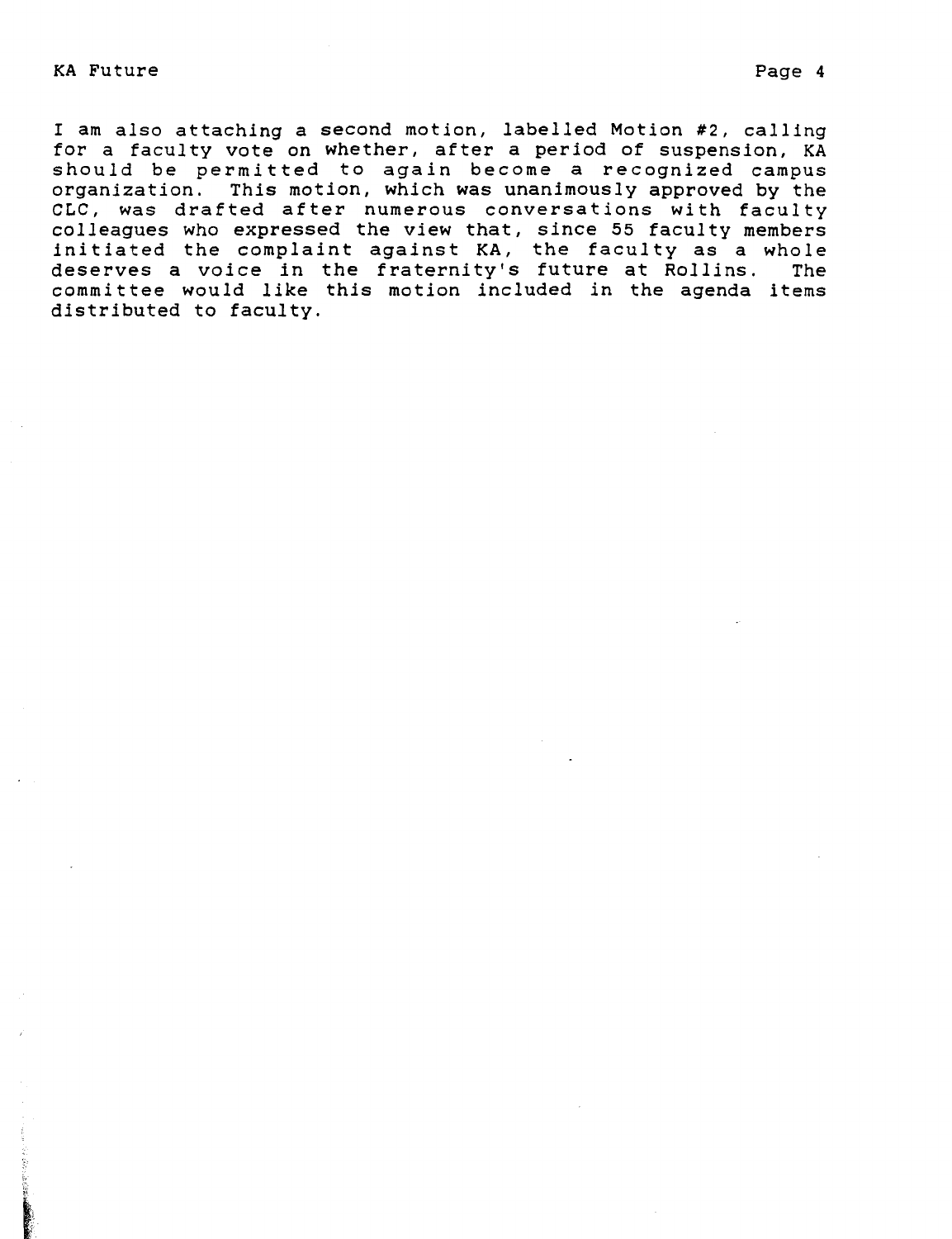I am also attaching a second motion, labelled Motion #2, calling for a faculty vote on whether, after a period of suspension, KA should be permitted to again become a recognized campus organization. This motion, which was unanimously approved by the CLC, was drafted after numerous conversations with faculty colleagues who expressed the view that, since 55 faculty members initiated the complaint against KA, the faculty as a whole deserves a voice in the fraternity's future at Rollins. The committee would like this motion included in the agenda items distributed to faculty.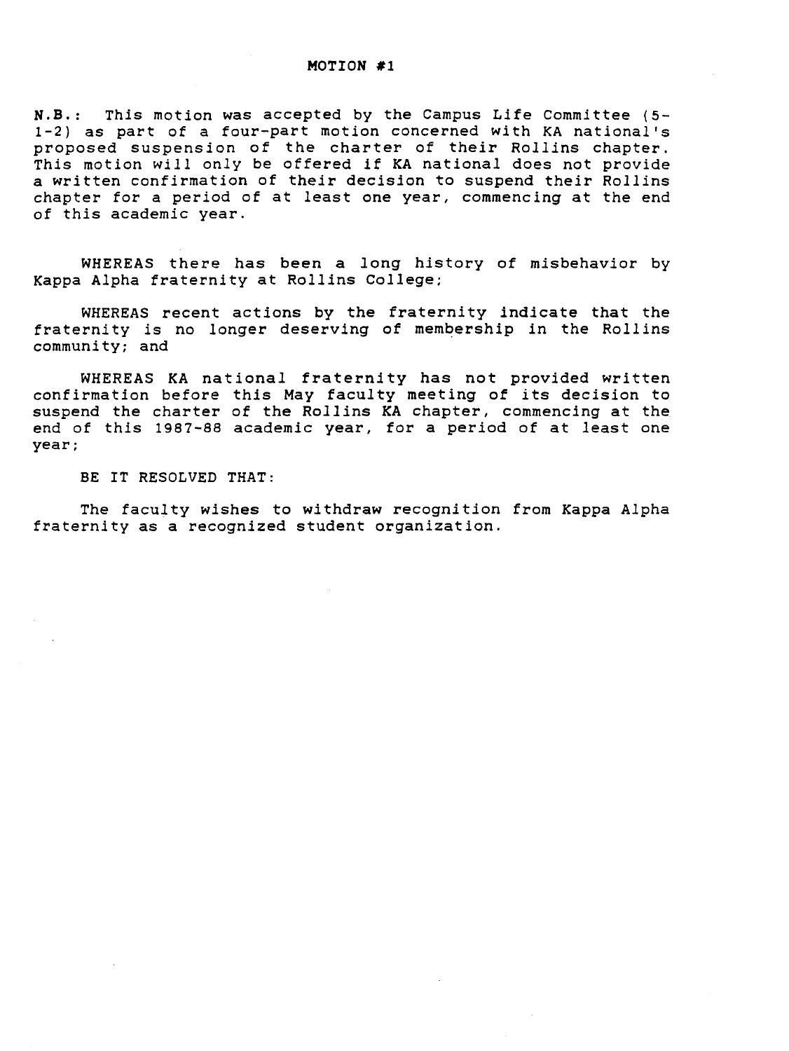# MOTION #1

**N.B.:** This motion was accepted by the Campus Life Committee (5-1-2) as part of a four-part motion concerned with KA national's proposed suspension of the charter of their Rollins chapter. This motion will only be offered if KA national does not provide a written confirmation of their decision to suspend their Rollins chapter for a period of at least one year, commencing at the end of this academic year.

WHEREAS there has been a long history of misbehavior by Kappa Alpha fraternity at Rollins College;

WHEREAS recent actions by the fraternity indicate that the fraternity is no longer deserving of membership in the Rollins community; and

WHEREAS KA national fraternity has not provided written confirmation before this May faculty meeting of its decision to suspend the charter of the Rollins KA chapter, commencing at the end of this 1987-88 academic year, for a period of at least one year;

BE IT RESOLVED THAT:

The faculty wishes to withdraw recognition from Kappa Alpha fraternity as a recognized student organization.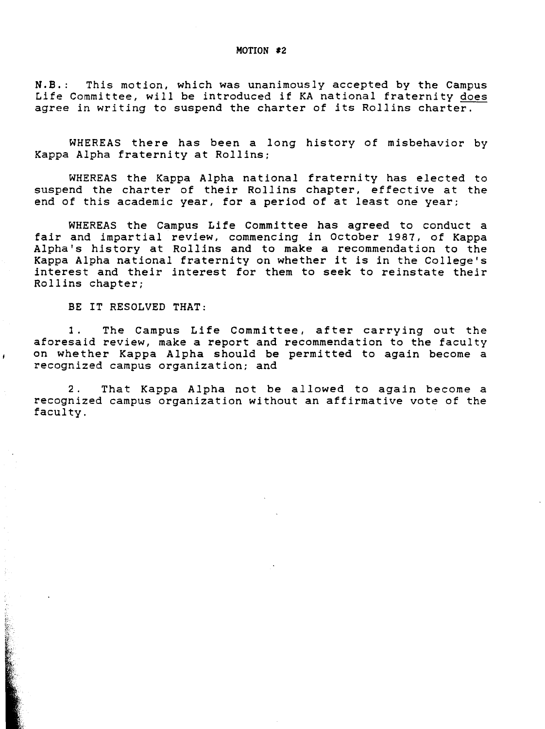# MOTION #2

N.B.: This motion, which was unanimously accepted by the Campus Life Committee, will be introduced if KA national fraternity <u>does</u> agree in writing to suspend the charter of its Rollins charter.

WHEREAS there has been a long history of misbehavior by Kappa Alpha fraternity at Rollins;

WHEREAS the Kappa Alpha national fraternity has elected to suspend the charter of their Rollins chapter, effective at the end of this academic year, for a period of at least one year;

WHEREAS the Campus Life Committee has agreed to conduct a fair and impartial review, commencing in October 1987, of Kappa Alpha's history at Rollins and to make a recommendation to the Kappa Alpha national fraternity on whether it is in the College's interest and their interest for them to seek to reinstate their Rollins chapter;

BE IT RESOLVED THAT:

1. The Campus Life Committee, after carrying out the aforesaid review, make a report and recommendation to the faculty on whether Kappa Alpha should be permitted to again become a recognized campus organization; and

2. That Kappa Alpha not be allowed to again become a recognized campus organization without an affirmative vote of the faculty.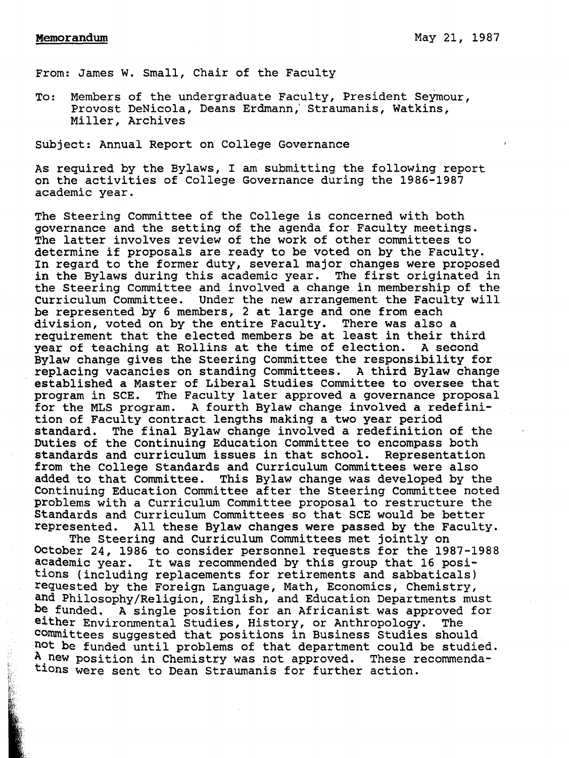**Memorandum** May 21, 1987

From: James W. Small, Chair of the Faculty

To: Members of the undergraduate Faculty, President Seymour, Provost DeNicola, Deans Erdmann, Straumanis, Watkins, Miller, Archives

Subject: Annual Report on College Governance

As required by the Bylaws, I am submitting the following report on the activities of College Governance during the 1986-1987 academic year.

The Steering Committee of the College is concerned with both governance and the setting of the agenda for Faculty meetings. The latter involves review of the work of other committees to determine if proposals are ready to be voted on by the Faculty. In regard to the former duty, several major changes were proposed in the Bylaws during this academic year. The first originated in the Steering Committee and involved a change in membership of the Curriculum Committee. Under the new arrangement the Faculty will be represented by 6 members, 2 at large and one from each division, voted on by the entire Faculty. There was also a requirement that the elected members be at least in their third year of teaching at Rollins at the time of election. A second Bylaw change gives the Steering Committee the responsibility for replacing vacancies on standing Committees. A third Bylaw change established a Master of Liberal Studies Committee to oversee that program in SCE. The Faculty later approved a governance proposal for the MLS program. A fourth Bylaw change involved a redefinition of Faculty contract lengths making a two year period standard. The final Bylaw change involved a redefinition of the Duties of the Continuing Education Committee to encompass both standards and curriculum issues in that school. Representation from the College Standards and Curriculum Committees were also added to that Committee. This Bylaw change was developed by the Continuing Education Committee after the Steering Committee noted problems with a Curriculum Committee proposal to restructure the Standards and Curriculum Committees so that SCE would be better represented. All these Bylaw changes were passed by the Faculty.

The Steering and Curriculum Committees met jointly on October 24, 1986 to consider personnel requests for the 1987-1988 academic year. It was recommended by this group that 16 positions (including replacements for retirements and sabbaticals) requested by the Foreign Language, Math, Economics, Chemistry, and Philosophy/Religion, English, and Education Departments must be funded. A single position for an Africanist was approved for either Environmental Studies, History, or Anthropology. The committees suggested that positions in Business Studies should not be funded until problems of that department could be studied. A new position in Chemistry was not approved. These recommendations were sent to Dean Straumanis for further action.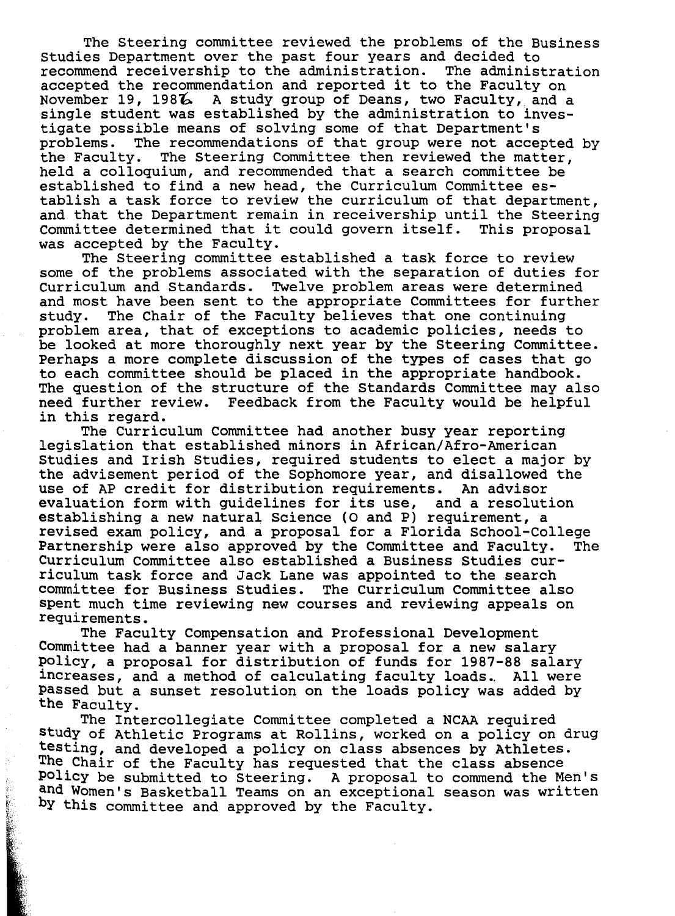The Steering committee reviewed the problems of the Business Studies Department over the past four years and decided to recommend receivership to the administration. The administration accepted the recommendation and reported it to the Faculty on November 19, 1986. A study group of Deans, two Faculty, and a single student was established by the administration to investigate possible means of solving some of that Department's problems. The recommendations of that group were not accepted by the Faculty. The Steering Committee then reviewed the matter, held a colloquium, and recommended that a search committee be established to find a new head, the Curriculum Committee establish a task force to review the curriculum of that department, and that the Department remain in receivership until the Steering Committee determined that it could govern itself. This proposal was accepted by the Faculty.

The Steering committee established a task force to review some of the problems associated with the separation of duties for Curriculum and Standards. Twelve problem areas were determined and most have been sent to the appropriate Committees for further study. The Chair of the Faculty believes that one continuing problem area, that of exceptions to academic policies, needs to be looked at more thoroughly next year by the Steering Committee. Perhaps a more complete discussion of the types of cases that go to each committee should be placed in the appropriate handbook. The question of the structure of the Standards Committee may also need further review. Feedback from the Faculty would be helpful in this regard.

The Curriculum Committee had another busy year reporting legislation that established minors in African/Afro-American Studies and Irish Studies, required students to elect a major by the advisement period of the Sophomore year, and disallowed the use of AP credit for distribution requirements. An advisor evaluation form with guidelines for its use, and a resolution establishing a new natural Science (O and P) requirement, a revised exam policy, and a proposal for a Florida School-College Partnership were also approved by the Committee and Faculty. The Curriculum Committee also established a Business Studies curriculum task force and Jack Lane was appointed to the search committee for Business Studies. The Curriculum Committee also spent much time reviewing new courses and reviewing appeals on requirements.

The Faculty Compensation and Professional Development Committee had a banner year with a proposal for a new salary policy, a proposal for distribution of funds for 1987-88 salary increases, and a method of calculating faculty loads. All were passed but a sunset resolution on the loads policy was added by the Faculty.

The Intercollegiate Committee completed a NCAA required study of Athletic Programs at Rollins, worked on a policy on drug testing, and developed a policy on class absences by Athletes. The Chair of the Faculty has requested that the class absence policy be submitted to Steering. A proposal to commend the Men's and Women's Basketball Teams on an exceptional season was written by this committee and approved by the Faculty.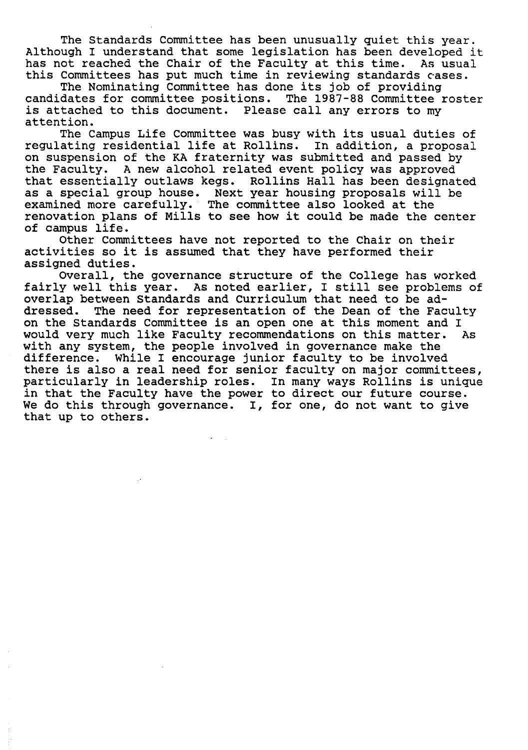The Standards Committee has been unusually quiet this year. Although I understand that some legislation has been developed it has not reached the Chair of the Faculty at this time. As usual this Committees has put much time in reviewing standards cases.

The Nominating Committee has done its job of providing candidates for committee positions. The 1987-88 Committee roster is attached to this document. Please call any errors to my attention.

The Campus Life Committee was busy with its usual duties of regulating residential life at Rollins. In addition, a proposal on suspension of the KA fraternity was submitted and passed by the Faculty. A new alcohol related event policy was approved that essentially outlaws kegs. Rollins Hall has been designated as a special group house. Next year housing proposals will be examined more carefully. The committee also looked at the renovation plans of Mills to see how it could be made the center of campus life.

Other Committees have not reported to the Chair on their activities so it is assumed that they have performed their assigned duties.

Overall, the governance structure of the College has worked fairly well this year. As noted earlier, I still see problems of overlap between Standards and Curriculum that need to be addressed. The need for representation of the Dean of the Faculty on the Standards Committee is an open one at this moment and I would very much like Faculty recommendations on this matter. As with any system, the people involved in governance make the difference. While I encourage junior faculty to be involved there is also a real need for senior faculty on major committees, particularly in leadership roles. In many ways Rollins is unique in that the Faculty have the power to direct our future course. We do this through governance. I, for one, do not want to give that up to others.